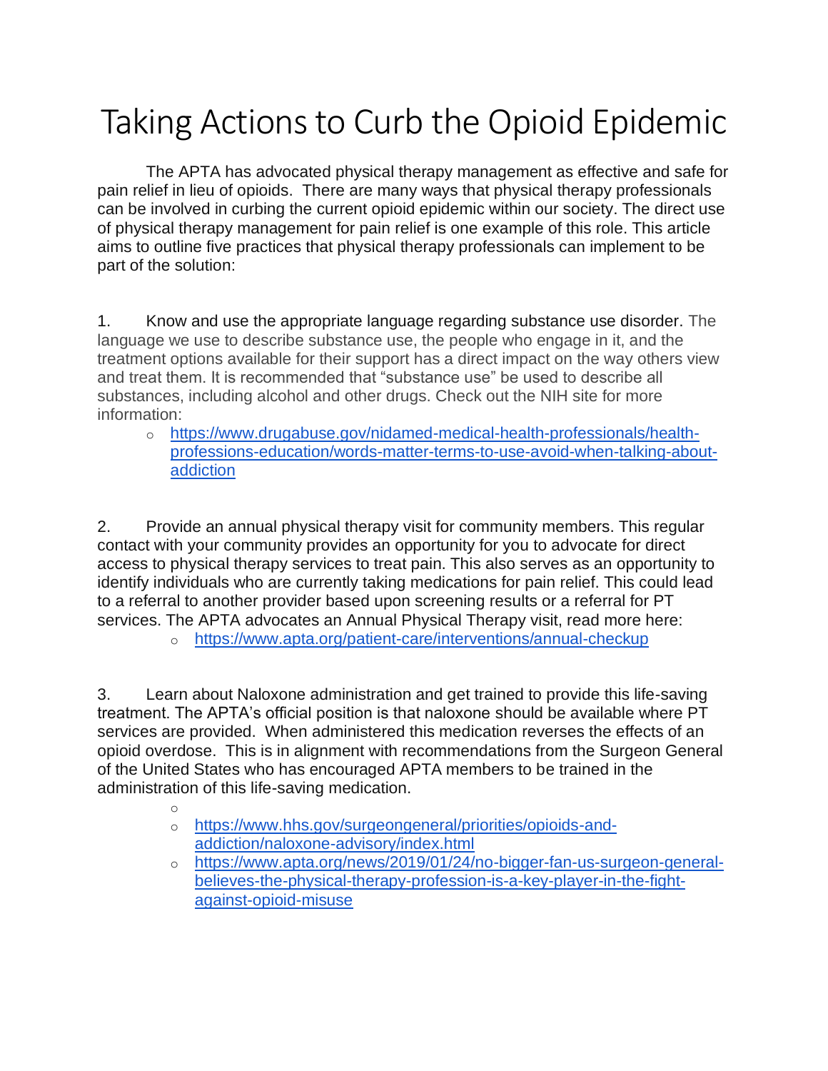# Taking Actions to Curb the Opioid Epidemic

The APTA has advocated physical therapy management as effective and safe for pain relief in lieu of opioids. There are many ways that physical therapy professionals can be involved in curbing the current opioid epidemic within our society. The direct use of physical therapy management for pain relief is one example of this role. This article aims to outline five practices that physical therapy professionals can implement to be part of the solution:

1. Know and use the appropriate language regarding substance use disorder. The language we use to describe substance use, the people who engage in it, and the treatment options available for their support has a direct impact on the way others view and treat them. It is recommended that "substance use" be used to describe all substances, including alcohol and other drugs. Check out the NIH site for more information:
   - https://www.drugabuse.gov/nidamed-medical-health-professionals/health-professions-education/words-matter-terms-to-use-avoid-when-talking-about-addiction

2. Provide an annual physical therapy visit for community members. This regular contact with your community provides an opportunity for you to advocate for direct access to physical therapy services to treat pain. This also serves as an opportunity to identify individuals who are currently taking medications for pain relief. This could lead to a referral to another provider based upon screening results or a referral for PT services. The APTA advocates an Annual Physical Therapy visit, read more here:
   - https://www.apta.org/patient-care/interventions/annual-checkup

3. Learn about Naloxone administration and get trained to provide this life-saving treatment. The APTA's official position is that naloxone should be available where PT services are provided. When administered this medication reverses the effects of an opioid overdose. This is in alignment with recommendations from the Surgeon General of the United States who has encouraged APTA members to be trained in the administration of this life-saving medication.
   - https://www.hhs.gov/surgeongeneral/priorities/opioids-and-addiction/naloxone-advisory/index.html
   - https://www.apta.org/news/2019/01/24/no-bigger-fan-us-surgeon-general-believes-the-physical-therapy-profession-is-a-key-player-in-the-fight-against-opioid-misuse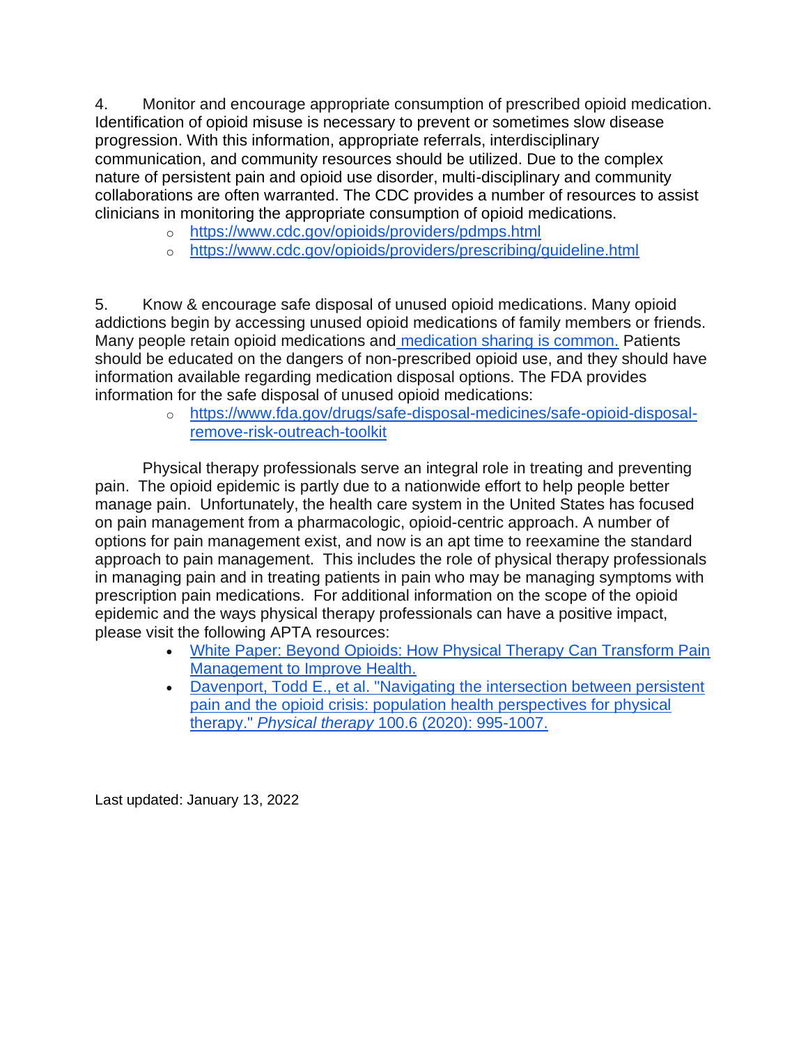4. Monitor and encourage appropriate consumption of prescribed opioid medication. Identification of opioid misuse is necessary to prevent or sometimes slow disease progression. With this information, appropriate referrals, interdisciplinary communication, and community resources should be utilized. Due to the complex nature of persistent pain and opioid use disorder, multi-disciplinary and community collaborations are often warranted. The CDC provides a number of resources to assist clinicians in monitoring the appropriate consumption of opioid medications.
   - https://www.cdc.gov/opioids/providers/pdmps.html
   - https://www.cdc.gov/opioids/providers/prescribing/guideline.html

5. Know & encourage safe disposal of unused opioid medications. Many opioid addictions begin by accessing unused opioid medications of family members or friends. Many people retain opioid medications and medication sharing is common. Patients should be educated on the dangers of non-prescribed opioid use, and they should have information available regarding medication disposal options. The FDA provides information for the safe disposal of unused opioid medications:
   - https://www.fda.gov/drugs/safe-disposal-medicines/safe-opioid-disposal-remove-risk-outreach-toolkit

Physical therapy professionals serve an integral role in treating and preventing pain. The opioid epidemic is partly due to a nationwide effort to help people better manage pain. Unfortunately, the health care system in the United States has focused on pain management from a pharmacologic, opioid-centric approach. A number of options for pain management exist, and now is an apt time to reexamine the standard approach to pain management. This includes the role of physical therapy professionals in managing pain and in treating patients in pain who may be managing symptoms with prescription pain medications. For additional information on the scope of the opioid epidemic and the ways physical therapy professionals can have a positive impact, please visit the following APTA resources:

- White Paper: Beyond Opioids: How Physical Therapy Can Transform Pain Management to Improve Health.
- Davenport, Todd E., et al. "Navigating the intersection between persistent pain and the opioid crisis: population health perspectives for physical therapy." *Physical therapy* 100.6 (2020): 995-1007.

Last updated: January 13, 2022